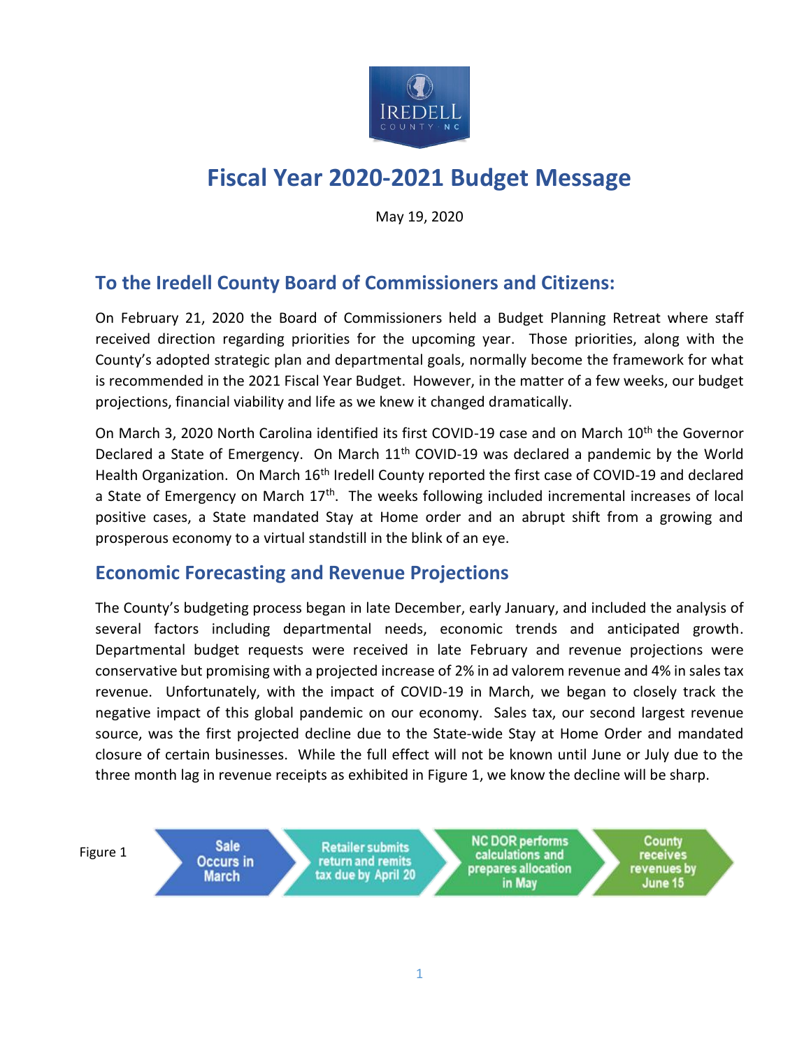# Fiscal Year 2020-2021 Budget Message

May 19, 2020

## To the Iredell County Board of Commissioners and Citizens:

On February 21, 2020 the Board of Commissioners held a Budget Planning Retreat where staff received direction regarding priorities for the upcoming year. Those priorities, along with the County's adopted strategic plan and departmental goals, normally become the framework for what is recommended in the 2021 Fiscal Year Budget. However, in the matter of a few weeks, our budget projections, financial viability and life as we knew it changed dramatically.

On March 3, 2020 North Carolina identified its first COVID-19 case and on March 10th the Governor Declared a State of Emergency. On March 11th COVID-19 was declared a pandemic by the World Health Organization. On March 16th Iredell County reported the first case of COVID-19 and declared a State of Emergency on March 17th. The weeks following included incremental increases of local positive cases, a State mandated Stay at Home order and an abrupt shift from a growing and prosperous economy to a virtual standstill in the blink of an eye.

## Economic Forecasting and Revenue Projections

The County's budgeting process began in late December, early January, and included the analysis of several factors including departmental needs, economic trends and anticipated growth. Departmental budget requests were received in late February and revenue projections were conservative but promising with a projected increase of 2% in ad valorem revenue and 4% in sales tax revenue. Unfortunately, with the impact of COVID-19 in March, we began to closely track the negative impact of this global pandemic on our economy. Sales tax, our second largest revenue source, was the first projected decline due to the State-wide Stay at Home Order and mandated closure of certain businesses. While the full effect will not be known until June or July due to the three month lag in revenue receipts as exhibited in Figure 1, we know the decline will be sharp.

Figure 1

Sale Occurs in March → Retailer submits return and remits tax due by April 20 → NC DOR performs calculations and prepares allocation in May → County receives revenues by June 15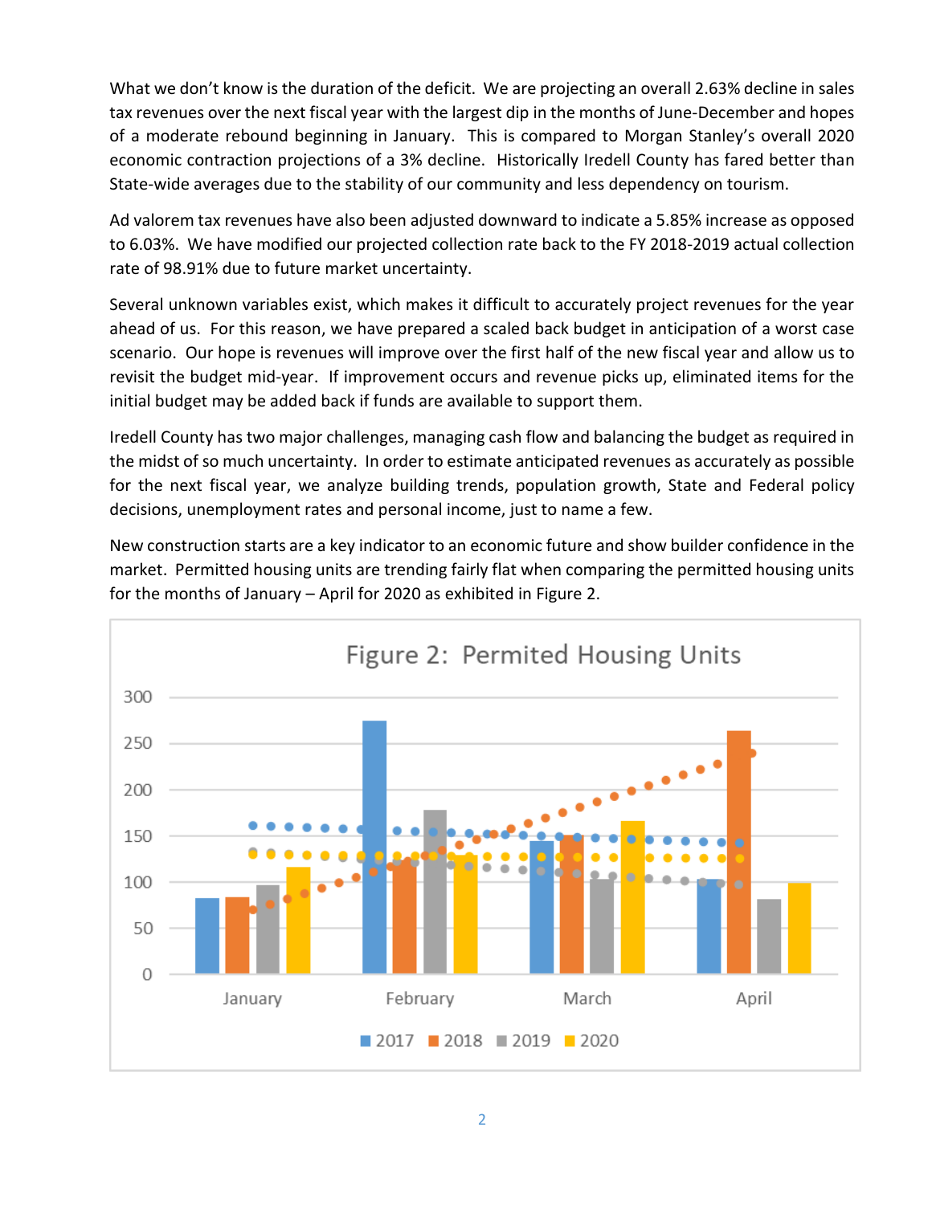What we don't know is the duration of the deficit. We are projecting an overall 2.63% decline in sales tax revenues over the next fiscal year with the largest dip in the months of June-December and hopes of a moderate rebound beginning in January. This is compared to Morgan Stanley's overall 2020 economic contraction projections of a 3% decline. Historically Iredell County has fared better than State-wide averages due to the stability of our community and less dependency on tourism.

Ad valorem tax revenues have also been adjusted downward to indicate a 5.85% increase as opposed to 6.03%. We have modified our projected collection rate back to the FY 2018-2019 actual collection rate of 98.91% due to future market uncertainty.

Several unknown variables exist, which makes it difficult to accurately project revenues for the year ahead of us. For this reason, we have prepared a scaled back budget in anticipation of a worst case scenario. Our hope is revenues will improve over the first half of the new fiscal year and allow us to revisit the budget mid-year. If improvement occurs and revenue picks up, eliminated items for the initial budget may be added back if funds are available to support them.

Iredell County has two major challenges, managing cash flow and balancing the budget as required in the midst of so much uncertainty. In order to estimate anticipated revenues as accurately as possible for the next fiscal year, we analyze building trends, population growth, State and Federal policy decisions, unemployment rates and personal income, just to name a few.

New construction starts are a key indicator to an economic future and show builder confidence in the market. Permitted housing units are trending fairly flat when comparing the permitted housing units for the months of January – April for 2020 as exhibited in Figure 2.

**Figure 2: Permited Housing Units**

| | 2017 | 2018 | 2019 | 2020 |
|---|---|---|---|---|
| January | 82 | 83 | 96 | 116 |
| February | 274 | 120 | 177 | 129 |
| March | 144 | 151 | 103 | 166 |
| April | 103 | 263 | 81 | 99 |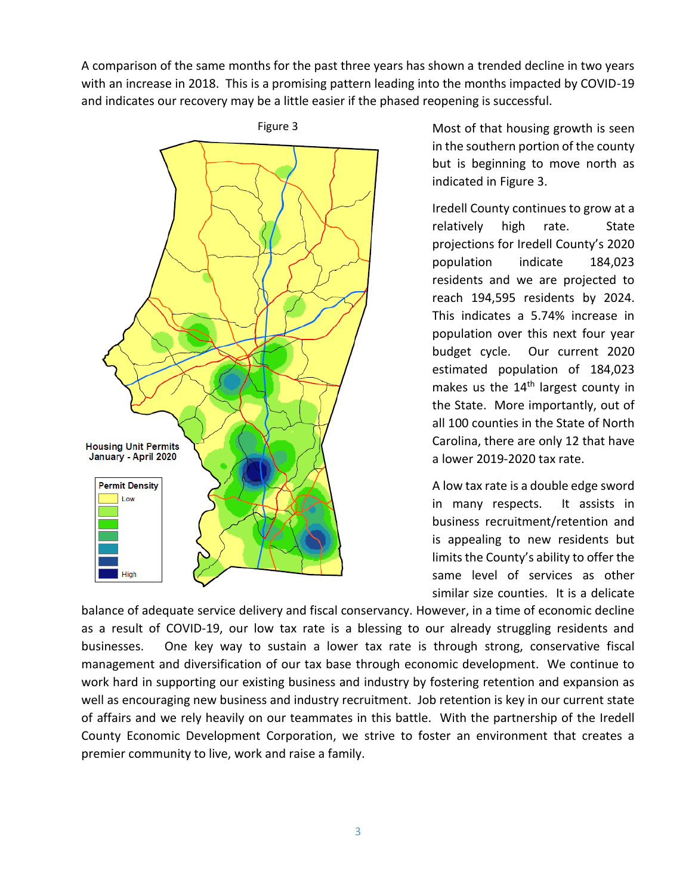A comparison of the same months for the past three years has shown a trended decline in two years with an increase in 2018. This is a promising pattern leading into the months impacted by COVID-19 and indicates our recovery may be a little easier if the phased reopening is successful.

Figure 3

Housing Unit Permits
January - April 2020

Permit Density
Low
High

Most of that housing growth is seen in the southern portion of the county but is beginning to move north as indicated in Figure 3.

Iredell County continues to grow at a relatively high rate. State projections for Iredell County's 2020 population indicate 184,023 residents and we are projected to reach 194,595 residents by 2024. This indicates a 5.74% increase in population over this next four year budget cycle. Our current 2020 estimated population of 184,023 makes us the 14th largest county in the State. More importantly, out of all 100 counties in the State of North Carolina, there are only 12 that have a lower 2019-2020 tax rate.

A low tax rate is a double edge sword in many respects. It assists in business recruitment/retention and is appealing to new residents but limits the County's ability to offer the same level of services as other similar size counties. It is a delicate balance of adequate service delivery and fiscal conservancy. However, in a time of economic decline as a result of COVID-19, our low tax rate is a blessing to our already struggling residents and businesses. One key way to sustain a lower tax rate is through strong, conservative fiscal management and diversification of our tax base through economic development. We continue to work hard in supporting our existing business and industry by fostering retention and expansion as well as encouraging new business and industry recruitment. Job retention is key in our current state of affairs and we rely heavily on our teammates in this battle. With the partnership of the Iredell County Economic Development Corporation, we strive to foster an environment that creates a premier community to live, work and raise a family.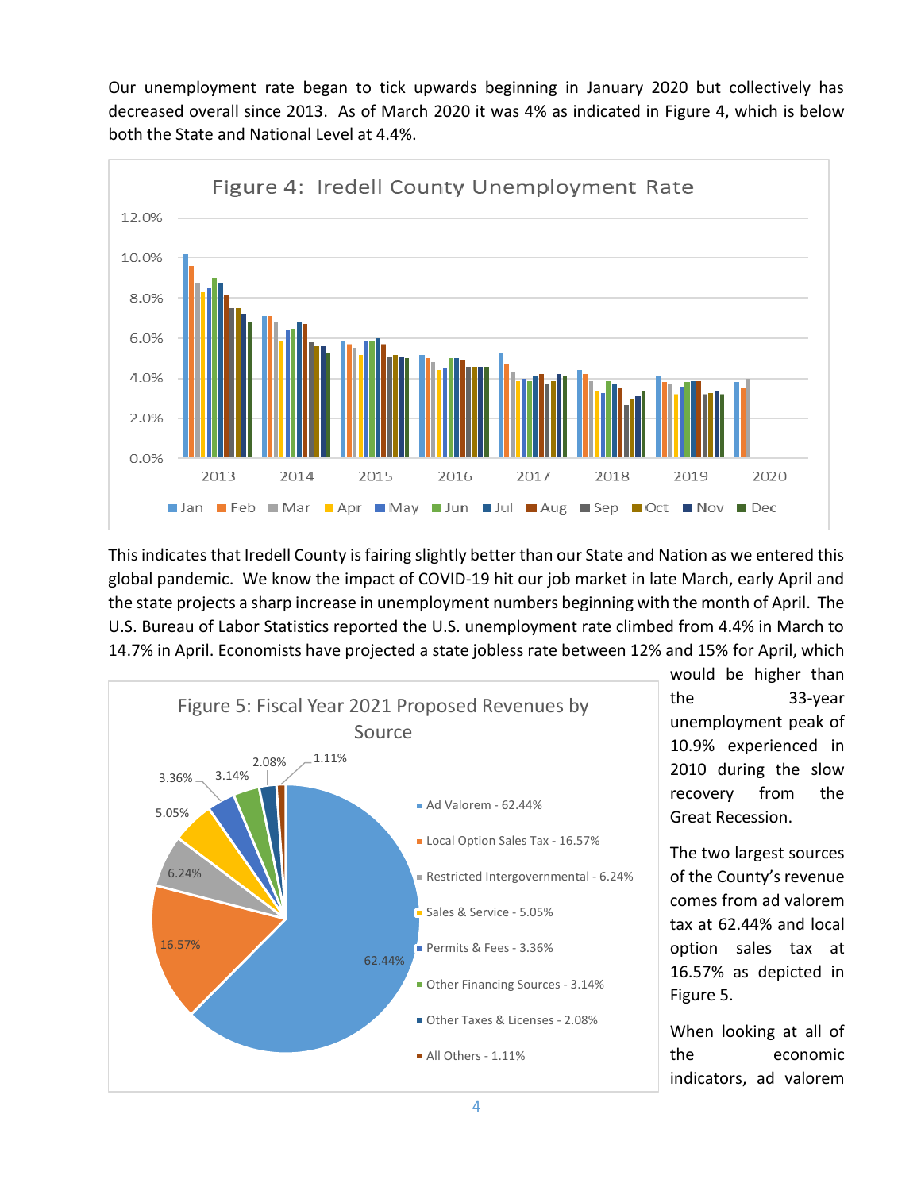Our unemployment rate began to tick upwards beginning in January 2020 but collectively has decreased overall since 2013. As of March 2020 it was 4% as indicated in Figure 4, which is below both the State and National Level at 4.4%.

Figure 4: Iredell County Unemployment Rate

This indicates that Iredell County is fairing slightly better than our State and Nation as we entered this global pandemic. We know the impact of COVID-19 hit our job market in late March, early April and the state projects a sharp increase in unemployment numbers beginning with the month of April. The U.S. Bureau of Labor Statistics reported the U.S. unemployment rate climbed from 4.4% in March to 14.7% in April. Economists have projected a state jobless rate between 12% and 15% for April, which would be higher than the 33-year unemployment peak of 10.9% experienced in 2010 during the slow recovery from the Great Recession.

Figure 5: Fiscal Year 2021 Proposed Revenues by Source

- Ad Valorem - 62.44%
- Local Option Sales Tax - 16.57%
- Restricted Intergovernmental - 6.24%
- Sales & Service - 5.05%
- Permits & Fees - 3.36%
- Other Financing Sources - 3.14%
- Other Taxes & Licenses - 2.08%
- All Others - 1.11%

The two largest sources of the County's revenue comes from ad valorem tax at 62.44% and local option sales tax at 16.57% as depicted in Figure 5.

When looking at all of the economic indicators, ad valorem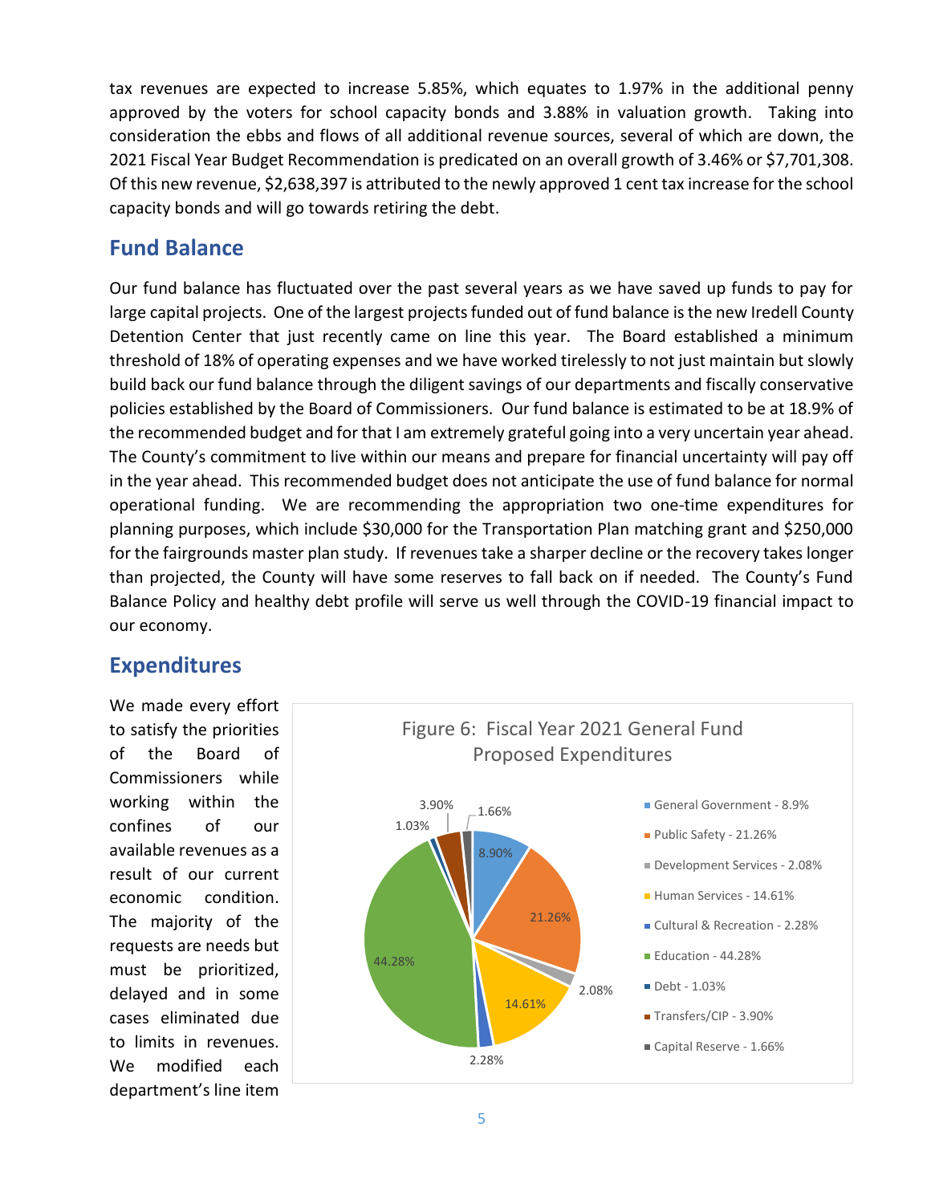tax revenues are expected to increase 5.85%, which equates to 1.97% in the additional penny approved by the voters for school capacity bonds and 3.88% in valuation growth. Taking into consideration the ebbs and flows of all additional revenue sources, several of which are down, the 2021 Fiscal Year Budget Recommendation is predicated on an overall growth of 3.46% or $7,701,308. Of this new revenue, $2,638,397 is attributed to the newly approved 1 cent tax increase for the school capacity bonds and will go towards retiring the debt.

## Fund Balance

Our fund balance has fluctuated over the past several years as we have saved up funds to pay for large capital projects. One of the largest projects funded out of fund balance is the new Iredell County Detention Center that just recently came on line this year. The Board established a minimum threshold of 18% of operating expenses and we have worked tirelessly to not just maintain but slowly build back our fund balance through the diligent savings of our departments and fiscally conservative policies established by the Board of Commissioners. Our fund balance is estimated to be at 18.9% of the recommended budget and for that I am extremely grateful going into a very uncertain year ahead. The County's commitment to live within our means and prepare for financial uncertainty will pay off in the year ahead. This recommended budget does not anticipate the use of fund balance for normal operational funding. We are recommending the appropriation two one-time expenditures for planning purposes, which include $30,000 for the Transportation Plan matching grant and $250,000 for the fairgrounds master plan study. If revenues take a sharper decline or the recovery takes longer than projected, the County will have some reserves to fall back on if needed. The County's Fund Balance Policy and healthy debt profile will serve us well through the COVID-19 financial impact to our economy.

## Expenditures

We made every effort to satisfy the priorities of the Board of Commissioners while working within the confines of our available revenues as a result of our current economic condition. The majority of the requests are needs but must be prioritized, delayed and in some cases eliminated due to limits in revenues. We modified each department's line item

**Figure 6: Fiscal Year 2021 General Fund Proposed Expenditures**

- General Government - 8.9%
- Public Safety - 21.26%
- Development Services - 2.08%
- Human Services - 14.61%
- Cultural & Recreation - 2.28%
- Education - 44.28%
- Debt - 1.03%
- Transfers/CIP - 3.90%
- Capital Reserve - 1.66%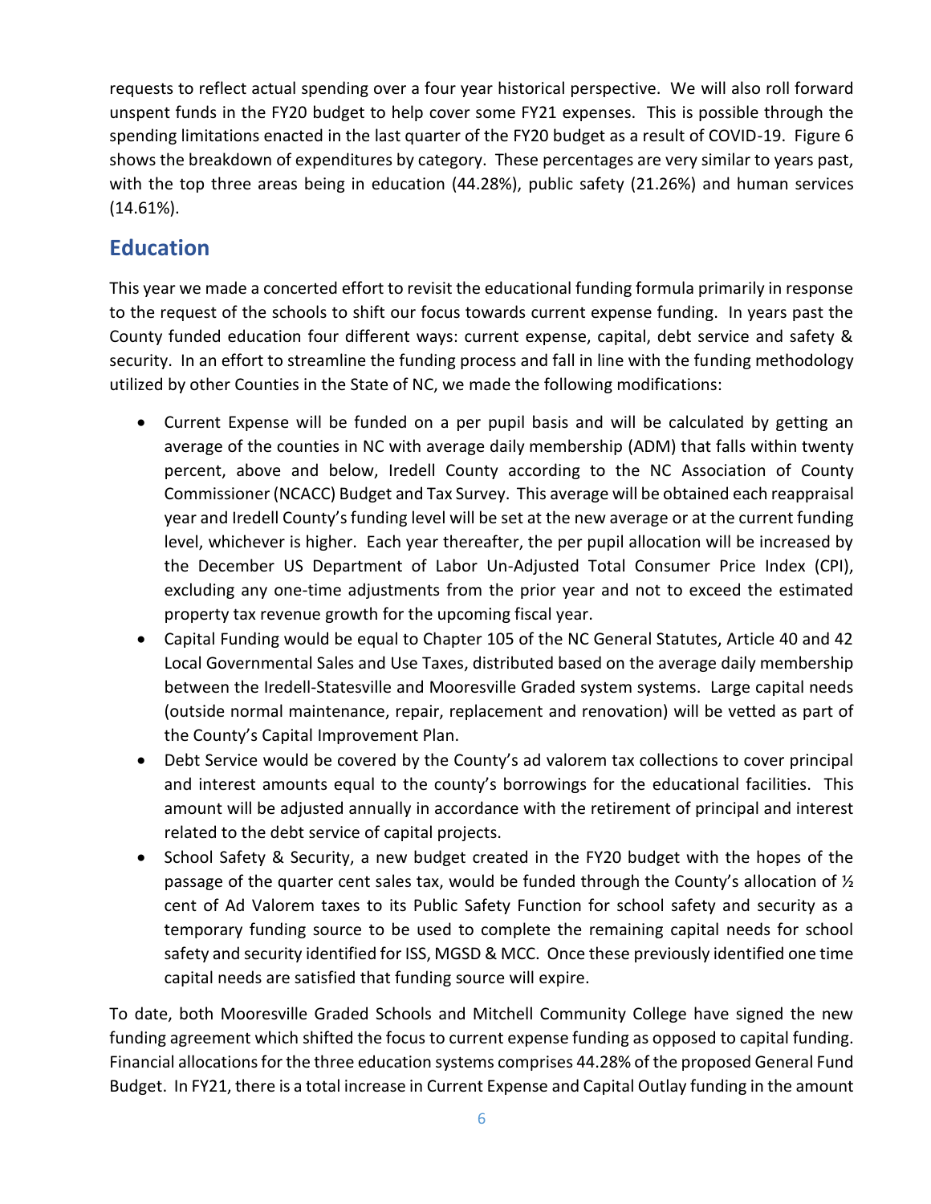requests to reflect actual spending over a four year historical perspective. We will also roll forward unspent funds in the FY20 budget to help cover some FY21 expenses. This is possible through the spending limitations enacted in the last quarter of the FY20 budget as a result of COVID-19. Figure 6 shows the breakdown of expenditures by category. These percentages are very similar to years past, with the top three areas being in education (44.28%), public safety (21.26%) and human services (14.61%).

## Education

This year we made a concerted effort to revisit the educational funding formula primarily in response to the request of the schools to shift our focus towards current expense funding. In years past the County funded education four different ways: current expense, capital, debt service and safety & security. In an effort to streamline the funding process and fall in line with the funding methodology utilized by other Counties in the State of NC, we made the following modifications:

- Current Expense will be funded on a per pupil basis and will be calculated by getting an average of the counties in NC with average daily membership (ADM) that falls within twenty percent, above and below, Iredell County according to the NC Association of County Commissioner (NCACC) Budget and Tax Survey. This average will be obtained each reappraisal year and Iredell County's funding level will be set at the new average or at the current funding level, whichever is higher. Each year thereafter, the per pupil allocation will be increased by the December US Department of Labor Un-Adjusted Total Consumer Price Index (CPI), excluding any one-time adjustments from the prior year and not to exceed the estimated property tax revenue growth for the upcoming fiscal year.
- Capital Funding would be equal to Chapter 105 of the NC General Statutes, Article 40 and 42 Local Governmental Sales and Use Taxes, distributed based on the average daily membership between the Iredell-Statesville and Mooresville Graded system systems. Large capital needs (outside normal maintenance, repair, replacement and renovation) will be vetted as part of the County's Capital Improvement Plan.
- Debt Service would be covered by the County's ad valorem tax collections to cover principal and interest amounts equal to the county's borrowings for the educational facilities. This amount will be adjusted annually in accordance with the retirement of principal and interest related to the debt service of capital projects.
- School Safety & Security, a new budget created in the FY20 budget with the hopes of the passage of the quarter cent sales tax, would be funded through the County's allocation of ½ cent of Ad Valorem taxes to its Public Safety Function for school safety and security as a temporary funding source to be used to complete the remaining capital needs for school safety and security identified for ISS, MGSD & MCC. Once these previously identified one time capital needs are satisfied that funding source will expire.

To date, both Mooresville Graded Schools and Mitchell Community College have signed the new funding agreement which shifted the focus to current expense funding as opposed to capital funding. Financial allocations for the three education systems comprises 44.28% of the proposed General Fund Budget. In FY21, there is a total increase in Current Expense and Capital Outlay funding in the amount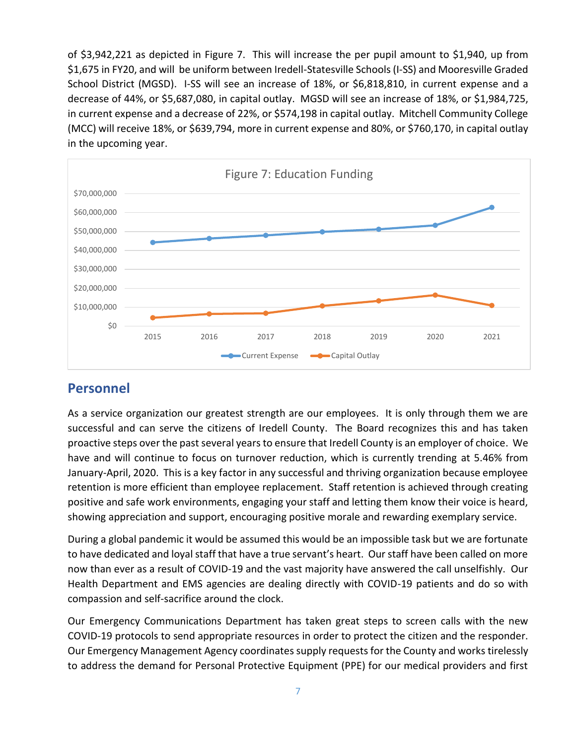of $3,942,221 as depicted in Figure 7. This will increase the per pupil amount to $1,940, up from $1,675 in FY20, and will be uniform between Iredell-Statesville Schools (I-SS) and Mooresville Graded School District (MGSD). I-SS will see an increase of 18%, or $6,818,810, in current expense and a decrease of 44%, or $5,687,080, in capital outlay. MGSD will see an increase of 18%, or $1,984,725, in current expense and a decrease of 22%, or $574,198 in capital outlay. Mitchell Community College (MCC) will receive 18%, or $639,794, more in current expense and 80%, or $760,170, in capital outlay in the upcoming year.

Figure 7: Education Funding

## Personnel

As a service organization our greatest strength are our employees. It is only through them we are successful and can serve the citizens of Iredell County. The Board recognizes this and has taken proactive steps over the past several years to ensure that Iredell County is an employer of choice. We have and will continue to focus on turnover reduction, which is currently trending at 5.46% from January-April, 2020. This is a key factor in any successful and thriving organization because employee retention is more efficient than employee replacement. Staff retention is achieved through creating positive and safe work environments, engaging your staff and letting them know their voice is heard, showing appreciation and support, encouraging positive morale and rewarding exemplary service.

During a global pandemic it would be assumed this would be an impossible task but we are fortunate to have dedicated and loyal staff that have a true servant's heart. Our staff have been called on more now than ever as a result of COVID-19 and the vast majority have answered the call unselfishly. Our Health Department and EMS agencies are dealing directly with COVID-19 patients and do so with compassion and self-sacrifice around the clock.

Our Emergency Communications Department has taken great steps to screen calls with the new COVID-19 protocols to send appropriate resources in order to protect the citizen and the responder. Our Emergency Management Agency coordinates supply requests for the County and works tirelessly to address the demand for Personal Protective Equipment (PPE) for our medical providers and first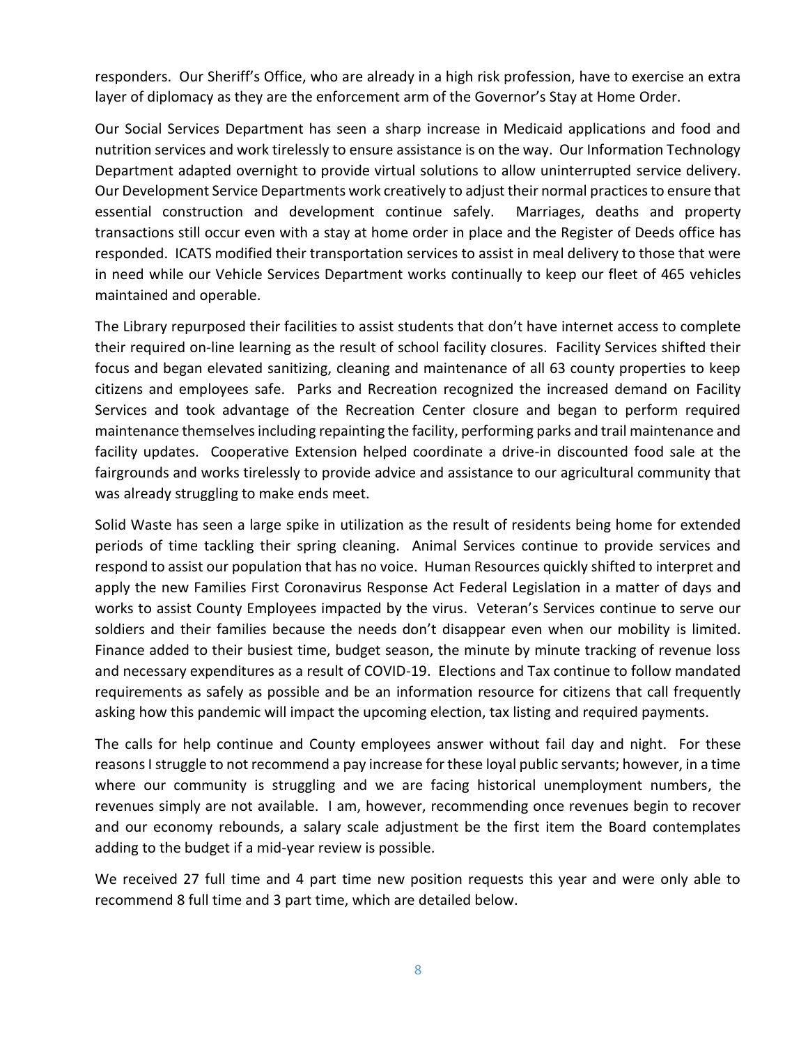responders. Our Sheriff's Office, who are already in a high risk profession, have to exercise an extra layer of diplomacy as they are the enforcement arm of the Governor's Stay at Home Order.

Our Social Services Department has seen a sharp increase in Medicaid applications and food and nutrition services and work tirelessly to ensure assistance is on the way. Our Information Technology Department adapted overnight to provide virtual solutions to allow uninterrupted service delivery. Our Development Service Departments work creatively to adjust their normal practices to ensure that essential construction and development continue safely. Marriages, deaths and property transactions still occur even with a stay at home order in place and the Register of Deeds office has responded. ICATS modified their transportation services to assist in meal delivery to those that were in need while our Vehicle Services Department works continually to keep our fleet of 465 vehicles maintained and operable.

The Library repurposed their facilities to assist students that don't have internet access to complete their required on-line learning as the result of school facility closures. Facility Services shifted their focus and began elevated sanitizing, cleaning and maintenance of all 63 county properties to keep citizens and employees safe. Parks and Recreation recognized the increased demand on Facility Services and took advantage of the Recreation Center closure and began to perform required maintenance themselves including repainting the facility, performing parks and trail maintenance and facility updates. Cooperative Extension helped coordinate a drive-in discounted food sale at the fairgrounds and works tirelessly to provide advice and assistance to our agricultural community that was already struggling to make ends meet.

Solid Waste has seen a large spike in utilization as the result of residents being home for extended periods of time tackling their spring cleaning. Animal Services continue to provide services and respond to assist our population that has no voice. Human Resources quickly shifted to interpret and apply the new Families First Coronavirus Response Act Federal Legislation in a matter of days and works to assist County Employees impacted by the virus. Veteran's Services continue to serve our soldiers and their families because the needs don't disappear even when our mobility is limited. Finance added to their busiest time, budget season, the minute by minute tracking of revenue loss and necessary expenditures as a result of COVID-19. Elections and Tax continue to follow mandated requirements as safely as possible and be an information resource for citizens that call frequently asking how this pandemic will impact the upcoming election, tax listing and required payments.

The calls for help continue and County employees answer without fail day and night. For these reasons I struggle to not recommend a pay increase for these loyal public servants; however, in a time where our community is struggling and we are facing historical unemployment numbers, the revenues simply are not available. I am, however, recommending once revenues begin to recover and our economy rebounds, a salary scale adjustment be the first item the Board contemplates adding to the budget if a mid-year review is possible.

We received 27 full time and 4 part time new position requests this year and were only able to recommend 8 full time and 3 part time, which are detailed below.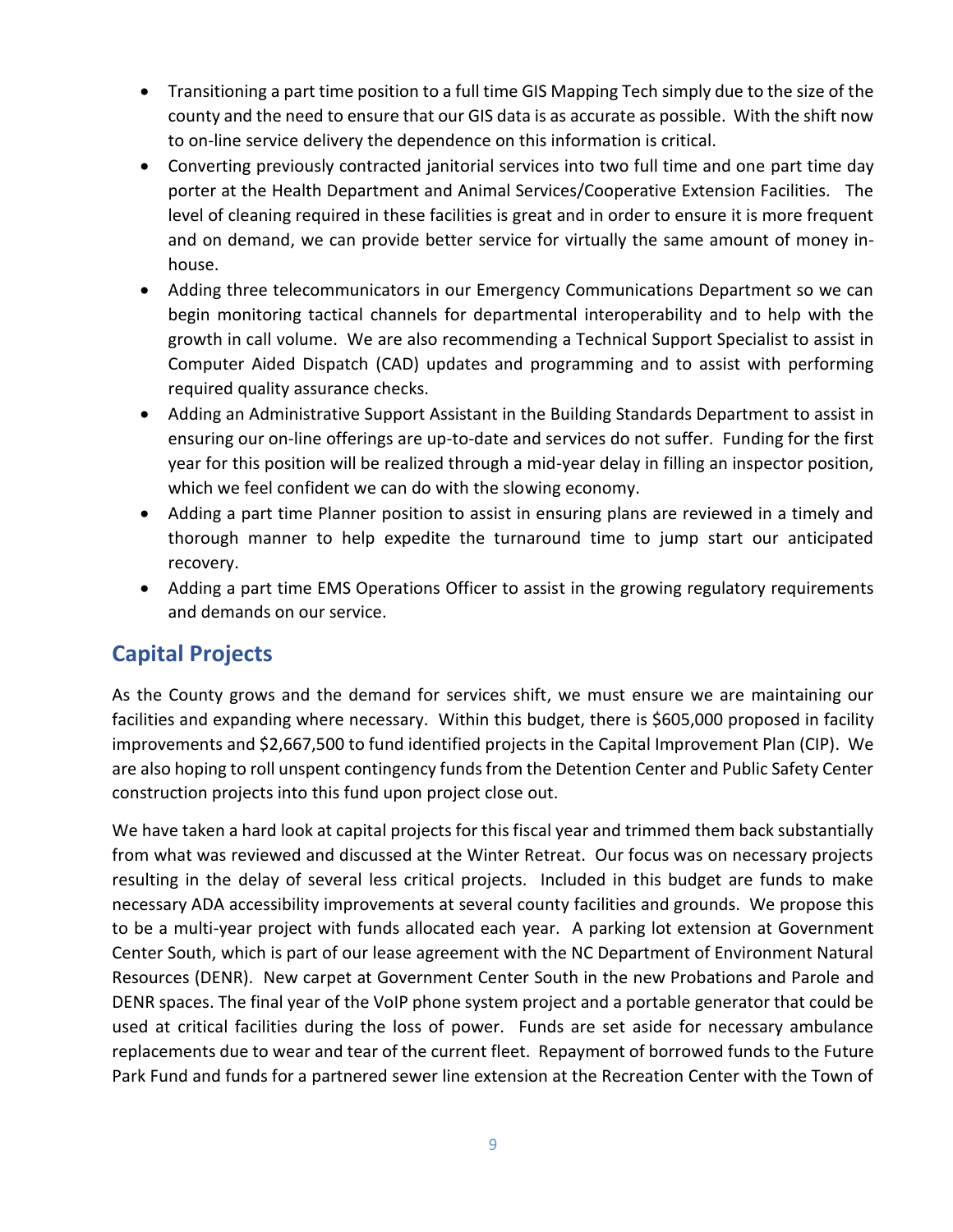- Transitioning a part time position to a full time GIS Mapping Tech simply due to the size of the county and the need to ensure that our GIS data is as accurate as possible. With the shift now to on-line service delivery the dependence on this information is critical.
- Converting previously contracted janitorial services into two full time and one part time day porter at the Health Department and Animal Services/Cooperative Extension Facilities. The level of cleaning required in these facilities is great and in order to ensure it is more frequent and on demand, we can provide better service for virtually the same amount of money in-house.
- Adding three telecommunicators in our Emergency Communications Department so we can begin monitoring tactical channels for departmental interoperability and to help with the growth in call volume. We are also recommending a Technical Support Specialist to assist in Computer Aided Dispatch (CAD) updates and programming and to assist with performing required quality assurance checks.
- Adding an Administrative Support Assistant in the Building Standards Department to assist in ensuring our on-line offerings are up-to-date and services do not suffer. Funding for the first year for this position will be realized through a mid-year delay in filling an inspector position, which we feel confident we can do with the slowing economy.
- Adding a part time Planner position to assist in ensuring plans are reviewed in a timely and thorough manner to help expedite the turnaround time to jump start our anticipated recovery.
- Adding a part time EMS Operations Officer to assist in the growing regulatory requirements and demands on our service.

## Capital Projects

As the County grows and the demand for services shift, we must ensure we are maintaining our facilities and expanding where necessary. Within this budget, there is $605,000 proposed in facility improvements and $2,667,500 to fund identified projects in the Capital Improvement Plan (CIP). We are also hoping to roll unspent contingency funds from the Detention Center and Public Safety Center construction projects into this fund upon project close out.

We have taken a hard look at capital projects for this fiscal year and trimmed them back substantially from what was reviewed and discussed at the Winter Retreat. Our focus was on necessary projects resulting in the delay of several less critical projects. Included in this budget are funds to make necessary ADA accessibility improvements at several county facilities and grounds. We propose this to be a multi-year project with funds allocated each year. A parking lot extension at Government Center South, which is part of our lease agreement with the NC Department of Environment Natural Resources (DENR). New carpet at Government Center South in the new Probations and Parole and DENR spaces. The final year of the VoIP phone system project and a portable generator that could be used at critical facilities during the loss of power. Funds are set aside for necessary ambulance replacements due to wear and tear of the current fleet. Repayment of borrowed funds to the Future Park Fund and funds for a partnered sewer line extension at the Recreation Center with the Town of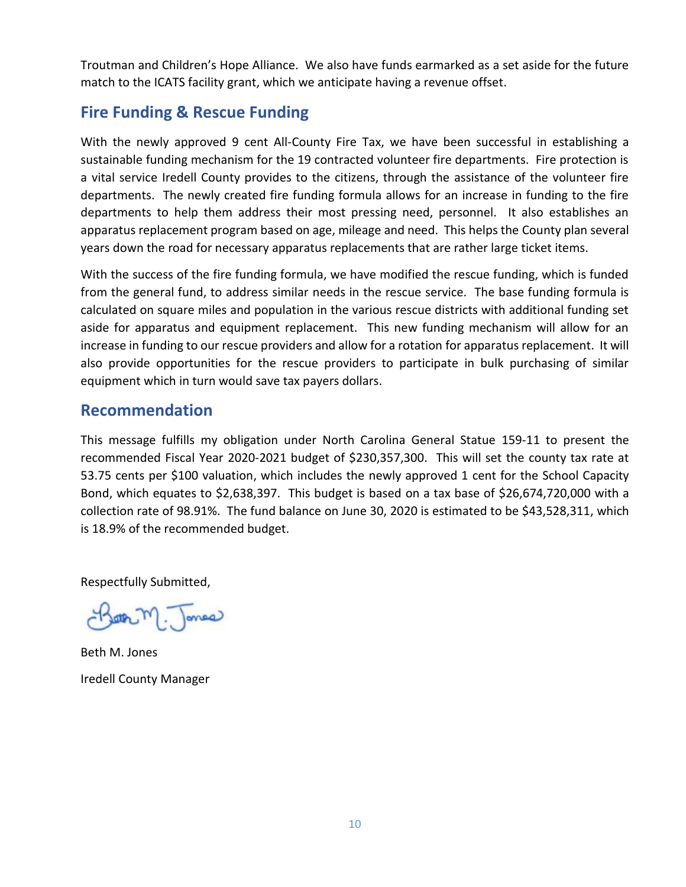Troutman and Children's Hope Alliance. We also have funds earmarked as a set aside for the future match to the ICATS facility grant, which we anticipate having a revenue offset.

## Fire Funding & Rescue Funding

With the newly approved 9 cent All-County Fire Tax, we have been successful in establishing a sustainable funding mechanism for the 19 contracted volunteer fire departments. Fire protection is a vital service Iredell County provides to the citizens, through the assistance of the volunteer fire departments. The newly created fire funding formula allows for an increase in funding to the fire departments to help them address their most pressing need, personnel. It also establishes an apparatus replacement program based on age, mileage and need. This helps the County plan several years down the road for necessary apparatus replacements that are rather large ticket items.

With the success of the fire funding formula, we have modified the rescue funding, which is funded from the general fund, to address similar needs in the rescue service. The base funding formula is calculated on square miles and population in the various rescue districts with additional funding set aside for apparatus and equipment replacement. This new funding mechanism will allow for an increase in funding to our rescue providers and allow for a rotation for apparatus replacement. It will also provide opportunities for the rescue providers to participate in bulk purchasing of similar equipment which in turn would save tax payers dollars.

## Recommendation

This message fulfills my obligation under North Carolina General Statue 159-11 to present the recommended Fiscal Year 2020-2021 budget of $230,357,300. This will set the county tax rate at 53.75 cents per $100 valuation, which includes the newly approved 1 cent for the School Capacity Bond, which equates to $2,638,397. This budget is based on a tax base of $26,674,720,000 with a collection rate of 98.91%. The fund balance on June 30, 2020 is estimated to be $43,528,311, which is 18.9% of the recommended budget.

Respectfully Submitted,

Beth M. Jones

Iredell County Manager